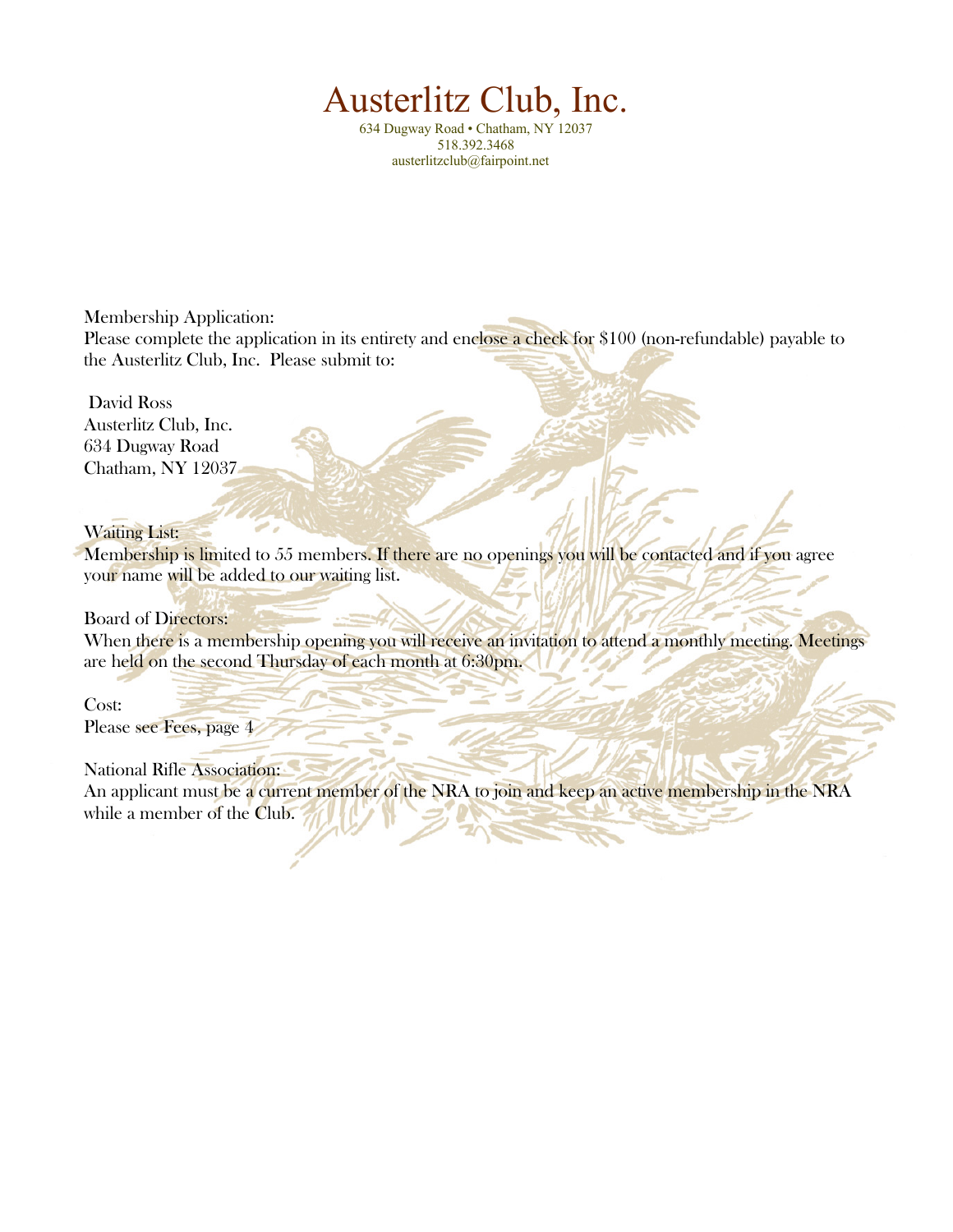# Austerlitz Club, Inc.

634 Dugway Road • Chatham, NY 12037
518.392.3468
austerlitzclub@fairpoint.net

Membership Application:
Please complete the application in its entirety and enclose a check for $100 (non-refundable) payable to the Austerlitz Club, Inc. Please submit to:

David Ross
Austerlitz Club, Inc.
634 Dugway Road
Chatham, NY 12037

Waiting List:
Membership is limited to 55 members. If there are no openings you will be contacted and if you agree your name will be added to our waiting list.

Board of Directors:
When there is a membership opening you will receive an invitation to attend a monthly meeting. Meetings are held on the second Thursday of each month at 6:30pm.

Cost:
Please see Fees, page 4

National Rifle Association:
An applicant must be a current member of the NRA to join and keep an active membership in the NRA while a member of the Club.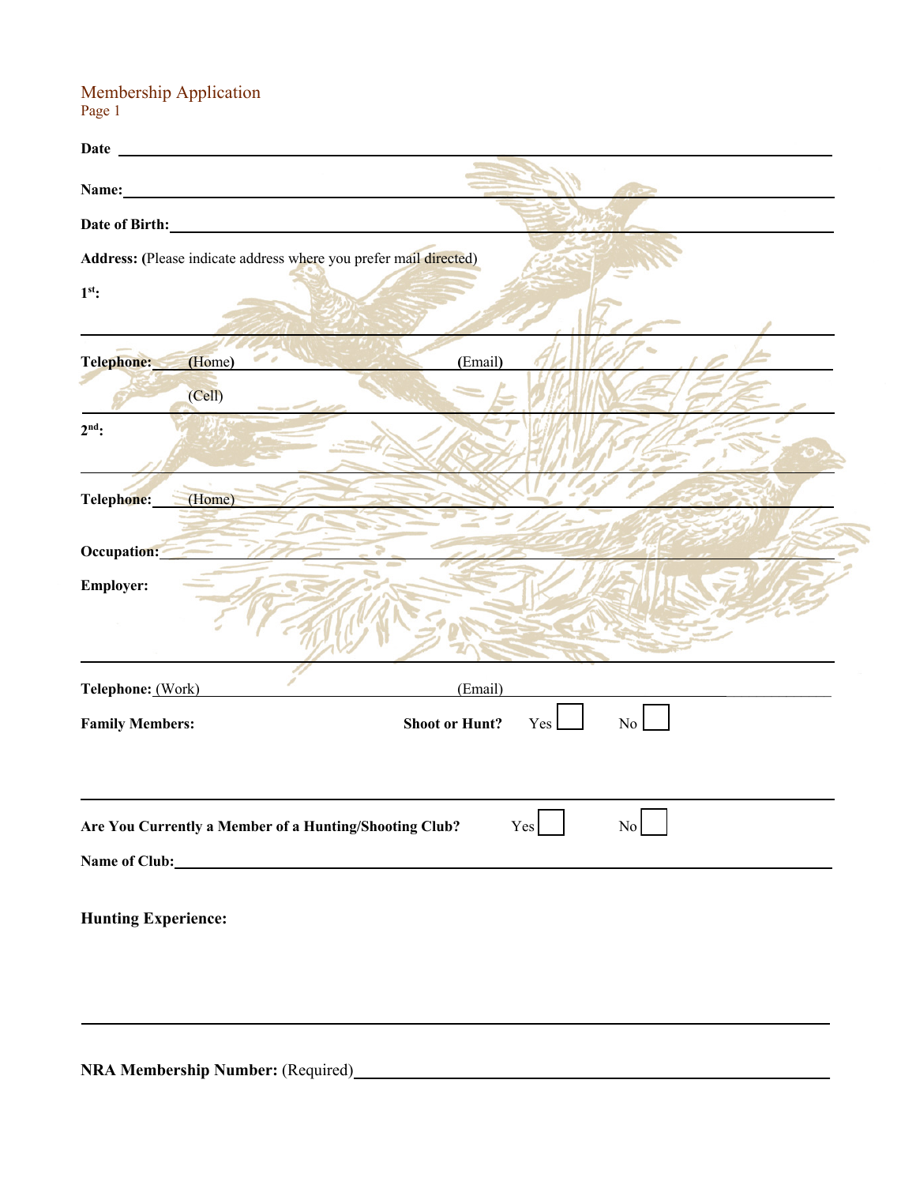# Membership Application

Page 1

**Date** \_\_\_\_\_\_\_\_\_\_\_\_\_\_\_\_\_\_\_\_\_\_\_\_\_\_\_\_\_\_\_\_\_\_\_\_\_\_\_\_

**Name:** \_\_\_\_\_\_\_\_\_\_\_\_\_\_\_\_\_\_\_\_\_\_\_\_\_\_\_\_\_\_\_\_\_\_\_\_\_\_\_\_

**Date of Birth:** \_\_\_\_\_\_\_\_\_\_\_\_\_\_\_\_\_\_\_\_\_\_\_\_\_\_\_\_\_\_\_\_\_\_\_\_\_\_\_\_

**Address:** (Please indicate address where you prefer mail directed)

**1st:** \_\_\_\_\_\_\_\_\_\_\_\_\_\_\_\_\_\_\_\_\_\_\_\_\_\_\_\_\_\_\_\_\_\_\_\_\_\_\_\_

**Telephone:** (Home) \_\_\_\_\_\_\_\_\_\_\_\_\_\_\_\_ (Email) \_\_\_\_\_\_\_\_\_\_\_\_\_\_\_\_

(Cell) \_\_\_\_\_\_\_\_\_\_\_\_\_\_\_\_

**2nd:** \_\_\_\_\_\_\_\_\_\_\_\_\_\_\_\_\_\_\_\_\_\_\_\_\_\_\_\_\_\_\_\_\_\_\_\_\_\_\_\_

**Telephone:** (Home) \_\_\_\_\_\_\_\_\_\_\_\_\_\_\_\_

**Occupation:** \_\_\_\_\_\_\_\_\_\_\_\_\_\_\_\_\_\_\_\_\_\_\_\_\_\_\_\_\_\_\_\_\_\_\_\_\_\_\_\_

**Employer:** \_\_\_\_\_\_\_\_\_\_\_\_\_\_\_\_\_\_\_\_\_\_\_\_\_\_\_\_\_\_\_\_\_\_\_\_\_\_\_\_

**Telephone:** (Work) \_\_\_\_\_\_\_\_\_\_\_\_\_\_\_\_ (Email) \_\_\_\_\_\_\_\_\_\_\_\_\_\_\_\_

**Family Members:** \_\_\_\_\_\_\_\_\_\_\_\_\_\_\_\_ **Shoot or Hunt?** Yes ☐ No ☐

**Are You Currently a Member of a Hunting/Shooting Club?** Yes ☐ No ☐

**Name of Club:** \_\_\_\_\_\_\_\_\_\_\_\_\_\_\_\_\_\_\_\_\_\_\_\_\_\_\_\_\_\_\_\_\_\_\_\_\_\_\_\_

**Hunting Experience:** \_\_\_\_\_\_\_\_\_\_\_\_\_\_\_\_\_\_\_\_\_\_\_\_\_\_\_\_\_\_\_\_\_\_\_\_\_\_\_\_

**NRA Membership Number:** (Required) \_\_\_\_\_\_\_\_\_\_\_\_\_\_\_\_\_\_\_\_\_\_\_\_\_\_\_\_\_\_\_\_\_\_\_\_\_\_\_\_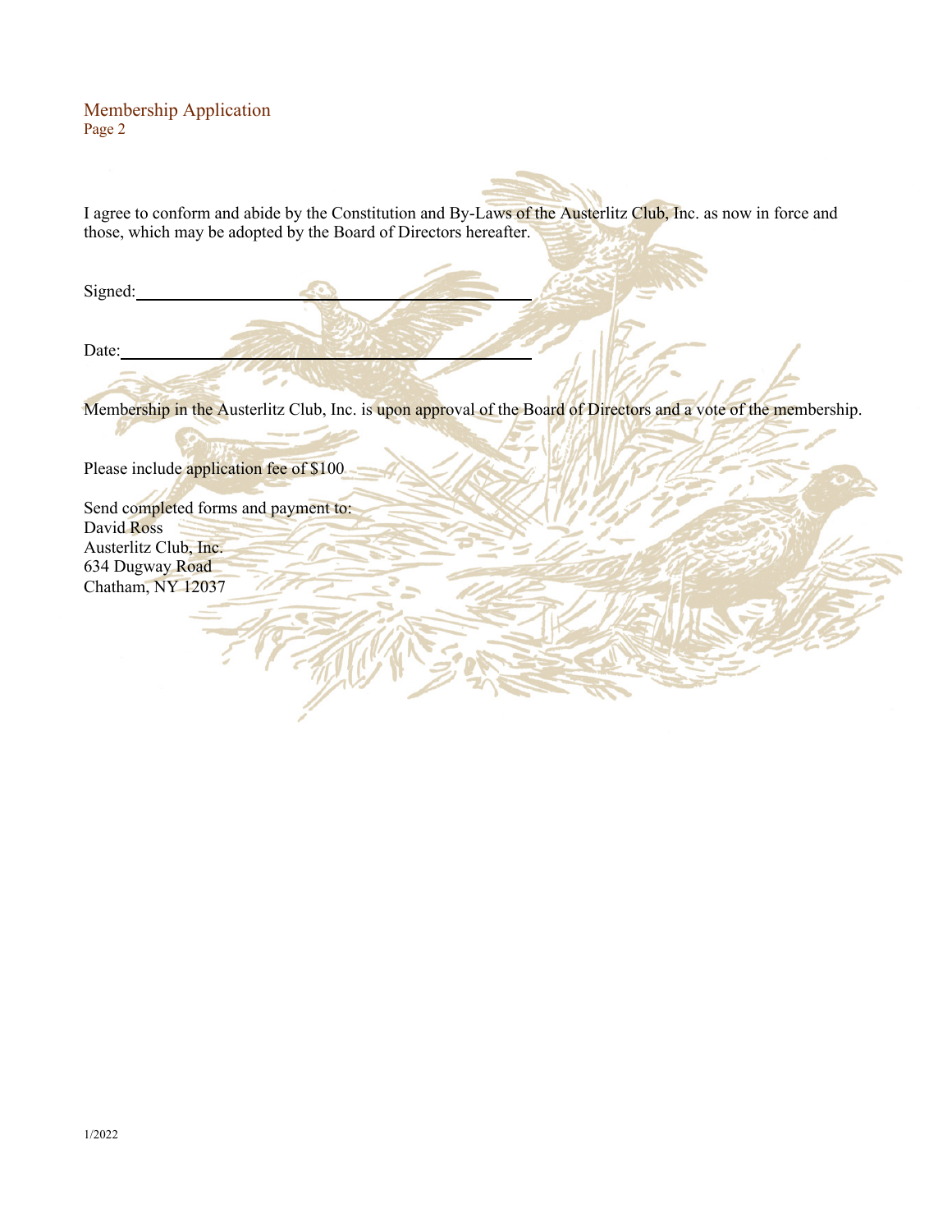## Membership Application
Page 2

I agree to conform and abide by the Constitution and By-Laws of the Austerlitz Club, Inc. as now in force and those, which may be adopted by the Board of Directors hereafter.

Signed: ______________________________________________

Date: ______________________________________________

Membership in the Austerlitz Club, Inc. is upon approval of the Board of Directors and a vote of the membership.

Please include application fee of $100

Send completed forms and payment to:
David Ross
Austerlitz Club, Inc.
634 Dugway Road
Chatham, NY 12037

1/2022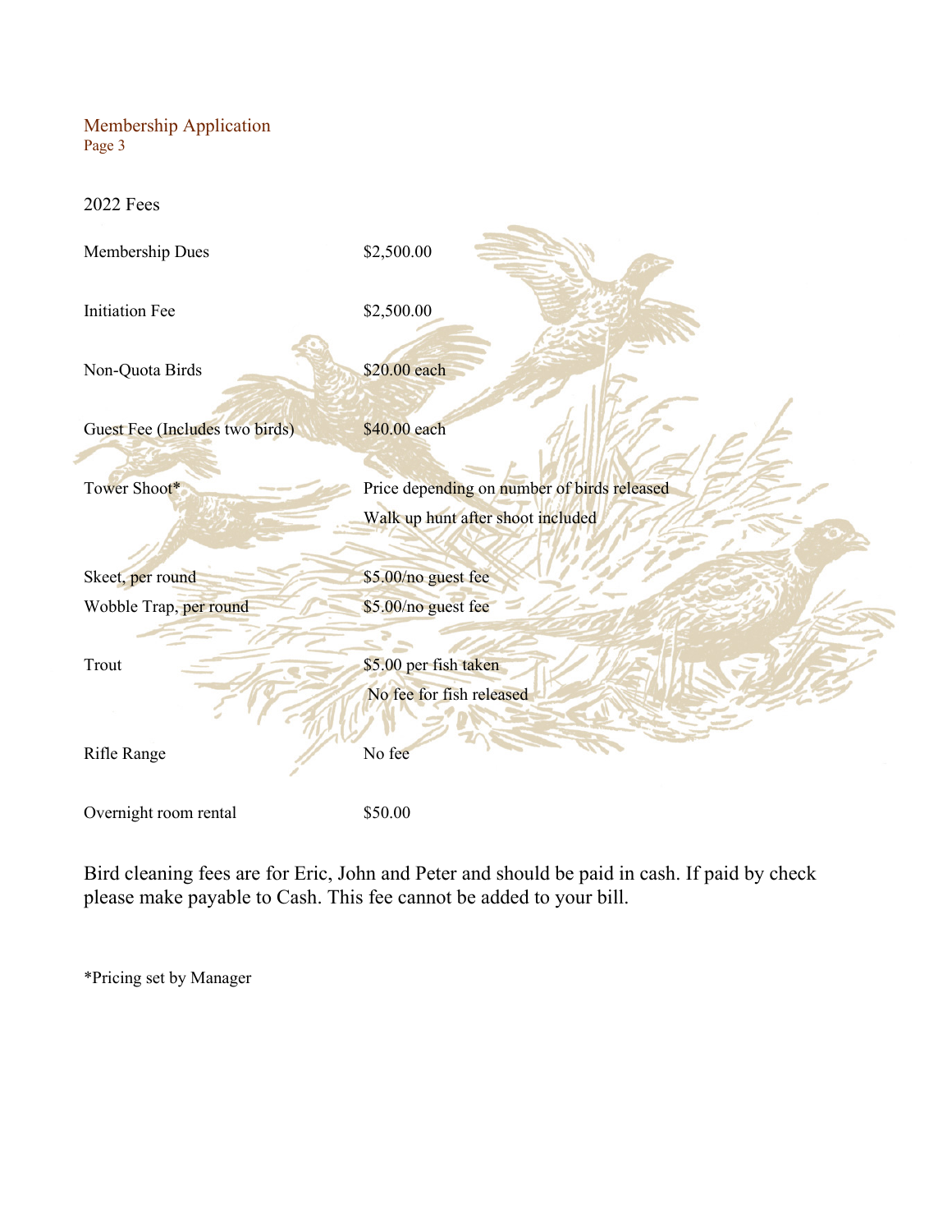Membership Application
Page 3

## 2022 Fees

| | |
|---|---|
| Membership Dues | $2,500.00 |
| Initiation Fee | $2,500.00 |
| Non-Quota Birds | $20.00 each |
| Guest Fee (Includes two birds) | $40.00 each |
| Tower Shoot* | Price depending on number of birds released<br>Walk up hunt after shoot included |
| Skeet, per round | $5.00/no guest fee |
| Wobble Trap, per round | $5.00/no guest fee |
| Trout | $5.00 per fish taken<br>No fee for fish released |
| Rifle Range | No fee |
| Overnight room rental | $50.00 |

Bird cleaning fees are for Eric, John and Peter and should be paid in cash. If paid by check please make payable to Cash. This fee cannot be added to your bill.

*Pricing set by Manager